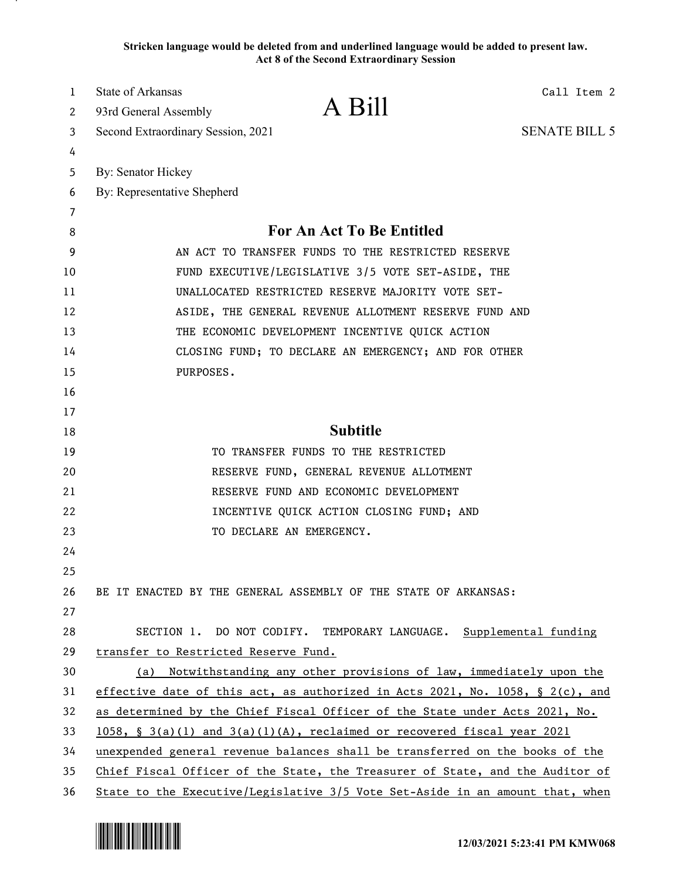**Stricken language would be deleted from and underlined language would be added to present law.**
**Act 8 of the Second Extraordinary Session**

State of Arkansas
93rd General Assembly
Second Extraordinary Session, 2021

# A Bill

Call Item 2

SENATE BILL 5

By: Senator Hickey
By: Representative Shepherd

## For An Act To Be Entitled

AN ACT TO TRANSFER FUNDS TO THE RESTRICTED RESERVE FUND EXECUTIVE/LEGISLATIVE 3/5 VOTE SET-ASIDE, THE UNALLOCATED RESTRICTED RESERVE MAJORITY VOTE SET-ASIDE, THE GENERAL REVENUE ALLOTMENT RESERVE FUND AND THE ECONOMIC DEVELOPMENT INCENTIVE QUICK ACTION CLOSING FUND; TO DECLARE AN EMERGENCY; AND FOR OTHER PURPOSES.

## Subtitle

TO TRANSFER FUNDS TO THE RESTRICTED RESERVE FUND, GENERAL REVENUE ALLOTMENT RESERVE FUND AND ECONOMIC DEVELOPMENT INCENTIVE QUICK ACTION CLOSING FUND; AND TO DECLARE AN EMERGENCY.

BE IT ENACTED BY THE GENERAL ASSEMBLY OF THE STATE OF ARKANSAS:

SECTION 1. DO NOT CODIFY. TEMPORARY LANGUAGE. Supplemental funding transfer to Restricted Reserve Fund.

(a) Notwithstanding any other provisions of law, immediately upon the effective date of this act, as authorized in Acts 2021, No. 1058, § 2(c), and as determined by the Chief Fiscal Officer of the State under Acts 2021, No. 1058, § 3(a)(1) and 3(a)(1)(A), reclaimed or recovered fiscal year 2021 unexpended general revenue balances shall be transferred on the books of the Chief Fiscal Officer of the State, the Treasurer of State, and the Auditor of State to the Executive/Legislative 3/5 Vote Set-Aside in an amount that, when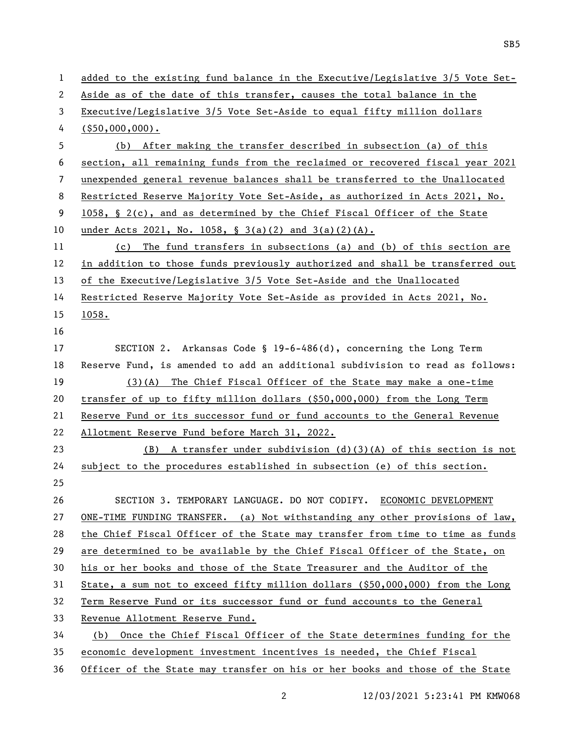added to the existing fund balance in the Executive/Legislative 3/5 Vote Set-Aside as of the date of this transfer, causes the total balance in the Executive/Legislative 3/5 Vote Set-Aside to equal fifty million dollars ($50,000,000).

(b) After making the transfer described in subsection (a) of this section, all remaining funds from the reclaimed or recovered fiscal year 2021 unexpended general revenue balances shall be transferred to the Unallocated Restricted Reserve Majority Vote Set-Aside, as authorized in Acts 2021, No. 1058, § 2(c), and as determined by the Chief Fiscal Officer of the State under Acts 2021, No. 1058, § 3(a)(2) and 3(a)(2)(A).

(c) The fund transfers in subsections (a) and (b) of this section are in addition to those funds previously authorized and shall be transferred out of the Executive/Legislative 3/5 Vote Set-Aside and the Unallocated Restricted Reserve Majority Vote Set-Aside as provided in Acts 2021, No. 1058.

SECTION 2. Arkansas Code § 19-6-486(d), concerning the Long Term Reserve Fund, is amended to add an additional subdivision to read as follows:

(3)(A) The Chief Fiscal Officer of the State may make a one-time transfer of up to fifty million dollars ($50,000,000) from the Long Term Reserve Fund or its successor fund or fund accounts to the General Revenue Allotment Reserve Fund before March 31, 2022.

(B) A transfer under subdivision (d)(3)(A) of this section is not subject to the procedures established in subsection (e) of this section.

SECTION 3. TEMPORARY LANGUAGE. DO NOT CODIFY. ECONOMIC DEVELOPMENT ONE-TIME FUNDING TRANSFER. (a) Not withstanding any other provisions of law, the Chief Fiscal Officer of the State may transfer from time to time as funds are determined to be available by the Chief Fiscal Officer of the State, on his or her books and those of the State Treasurer and the Auditor of the State, a sum not to exceed fifty million dollars ($50,000,000) from the Long Term Reserve Fund or its successor fund or fund accounts to the General Revenue Allotment Reserve Fund.

(b) Once the Chief Fiscal Officer of the State determines funding for the economic development investment incentives is needed, the Chief Fiscal Officer of the State may transfer on his or her books and those of the State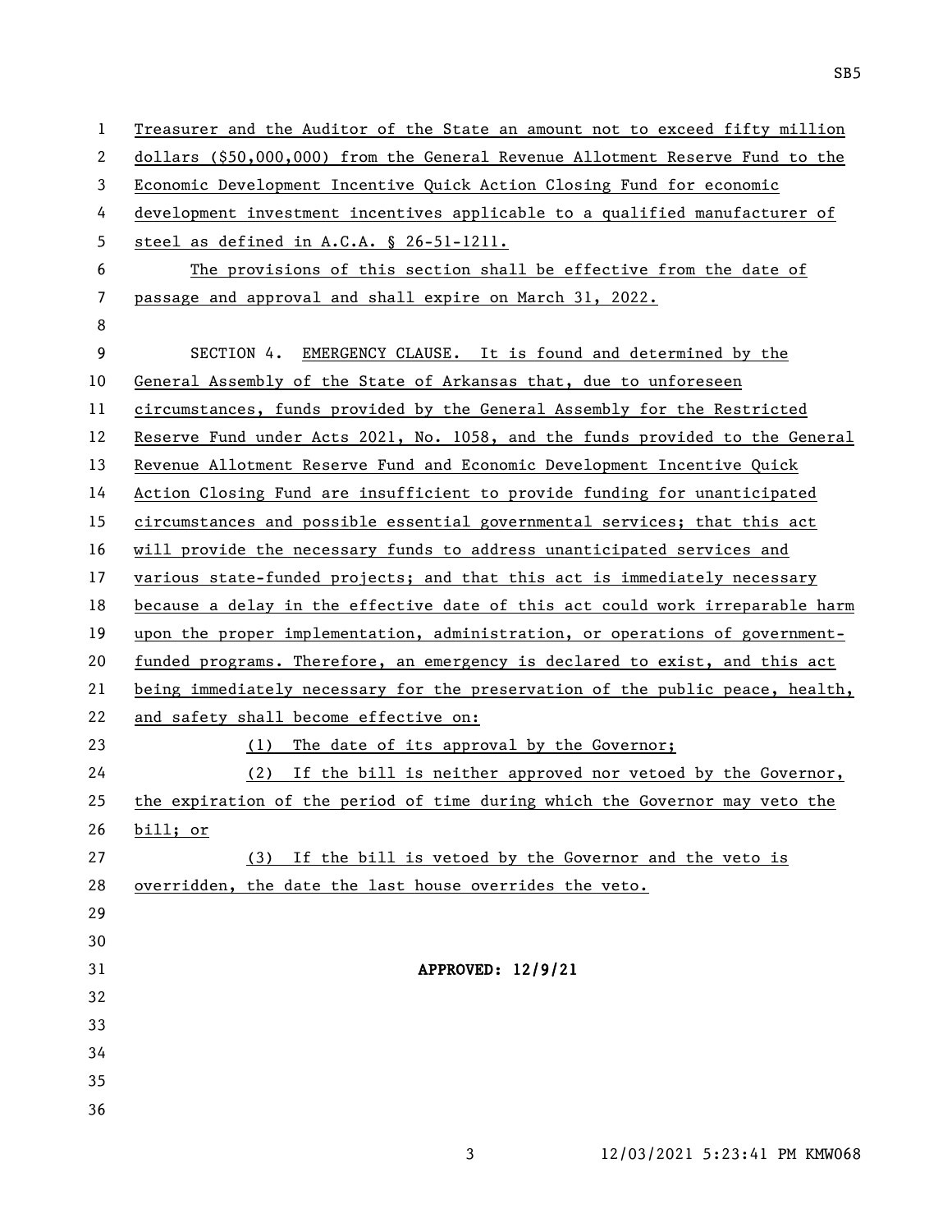Treasurer and the Auditor of the State an amount not to exceed fifty million dollars ($50,000,000) from the General Revenue Allotment Reserve Fund to the Economic Development Incentive Quick Action Closing Fund for economic development investment incentives applicable to a qualified manufacturer of steel as defined in A.C.A. § 26-51-1211.

The provisions of this section shall be effective from the date of passage and approval and shall expire on March 31, 2022.

SECTION 4. EMERGENCY CLAUSE. It is found and determined by the General Assembly of the State of Arkansas that, due to unforeseen circumstances, funds provided by the General Assembly for the Restricted Reserve Fund under Acts 2021, No. 1058, and the funds provided to the General Revenue Allotment Reserve Fund and Economic Development Incentive Quick Action Closing Fund are insufficient to provide funding for unanticipated circumstances and possible essential governmental services; that this act will provide the necessary funds to address unanticipated services and various state-funded projects; and that this act is immediately necessary because a delay in the effective date of this act could work irreparable harm upon the proper implementation, administration, or operations of government-funded programs. Therefore, an emergency is declared to exist, and this act being immediately necessary for the preservation of the public peace, health, and safety shall become effective on:

(1) The date of its approval by the Governor;

(2) If the bill is neither approved nor vetoed by the Governor, the expiration of the period of time during which the Governor may veto the bill; or

(3) If the bill is vetoed by the Governor and the veto is overridden, the date the last house overrides the veto.

**APPROVED: 12/9/21**